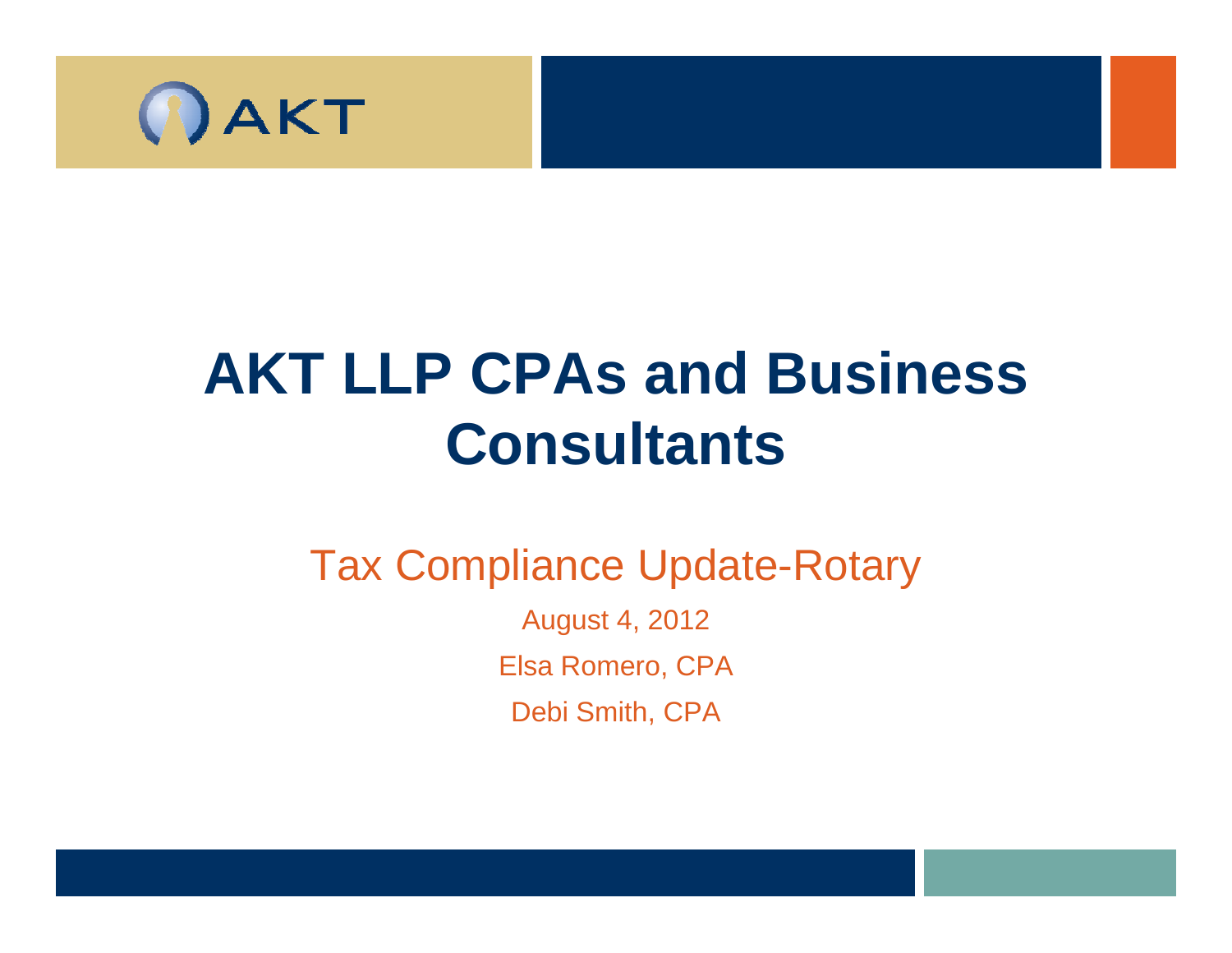AKT

# AKT LLP CPAs and Business Consultants

## Tax Compliance Update-Rotary

August 4, 2012

Elsa Romero, CPA

Debi Smith, CPA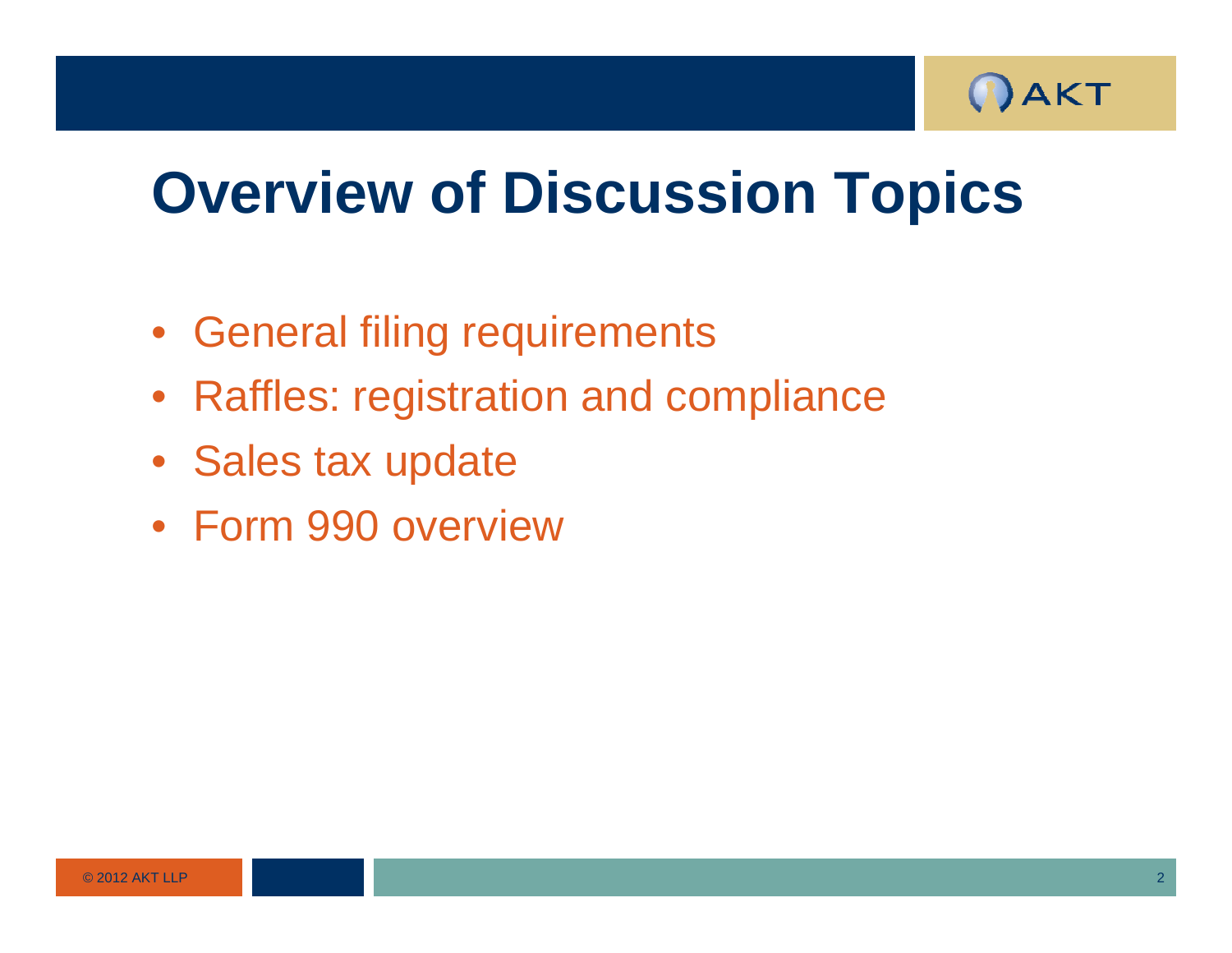# Overview of Discussion Topics

- General filing requirements
- Raffles: registration and compliance
- Sales tax update
- Form 990 overview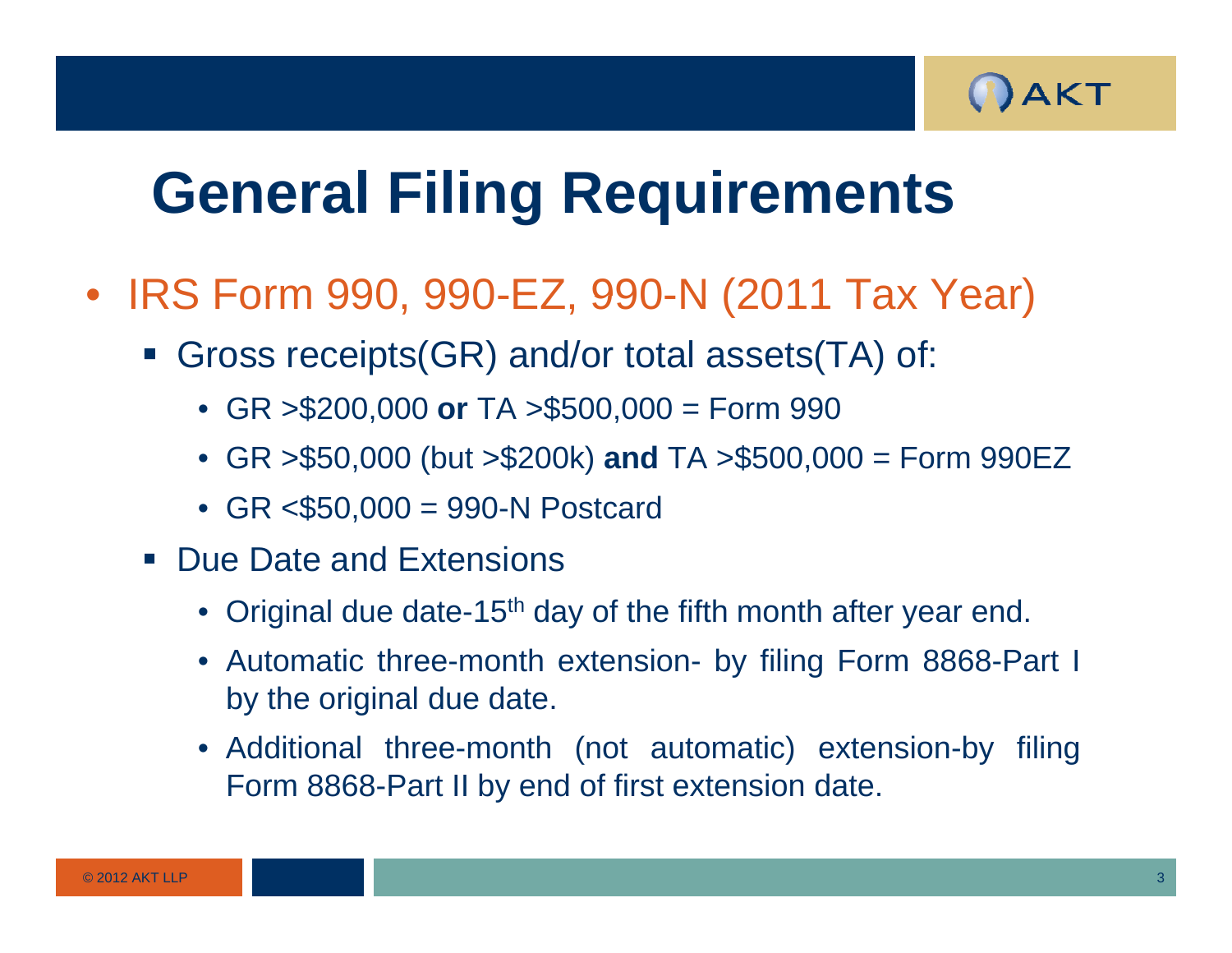# General Filing Requirements

- IRS Form 990, 990-EZ, 990-N (2011 Tax Year)
  - Gross receipts(GR) and/or total assets(TA) of:
    - GR >$200,000 **or** TA >$500,000 = Form 990
    - GR >$50,000 (but >$200k) **and** TA >$500,000 = Form 990EZ
    - GR <$50,000 = 990-N Postcard
  - Due Date and Extensions
    - Original due date-15th day of the fifth month after year end.
    - Automatic three-month extension- by filing Form 8868-Part I by the original due date.
    - Additional three-month (not automatic) extension-by filing Form 8868-Part II by end of first extension date.

© 2012 AKT LLP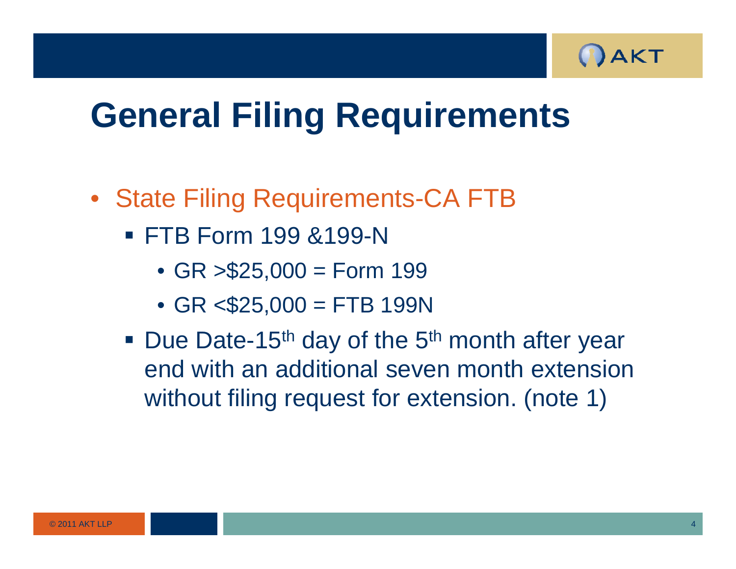# General Filing Requirements

- State Filing Requirements-CA FTB
  - FTB Form 199 &199-N
    - GR >$25,000 = Form 199
    - GR <$25,000 = FTB 199N
  - Due Date-15th day of the 5th month after year end with an additional seven month extension without filing request for extension. (note 1)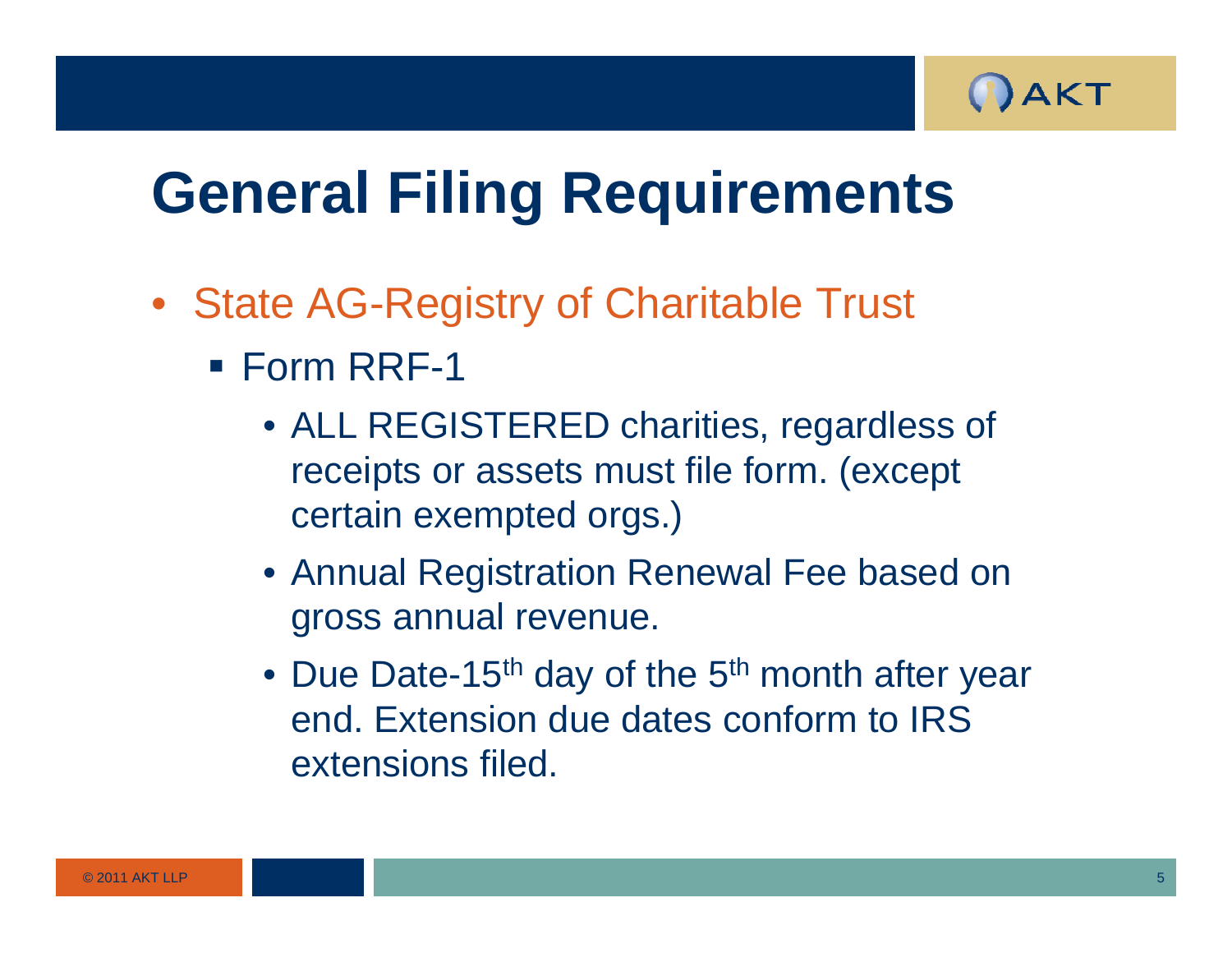# General Filing Requirements

- State AG-Registry of Charitable Trust
  - Form RRF-1
    - ALL REGISTERED charities, regardless of receipts or assets must file form. (except certain exempted orgs.)
    - Annual Registration Renewal Fee based on gross annual revenue.
    - Due Date-15$^{th}$ day of the 5$^{th}$ month after year end. Extension due dates conform to IRS extensions filed.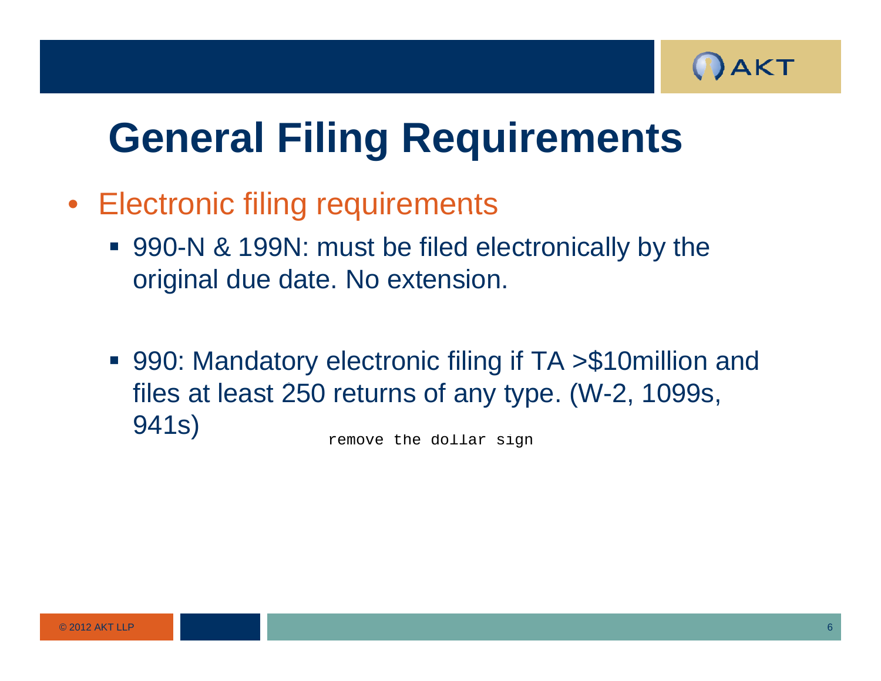# General Filing Requirements

- Electronic filing requirements
  - 990-N & 199N: must be filed electronically by the original due date. No extension.
  - 990: Mandatory electronic filing if TA >$10million and files at least 250 returns of any type. (W-2, 1099s, 941s)

remove the dollar sign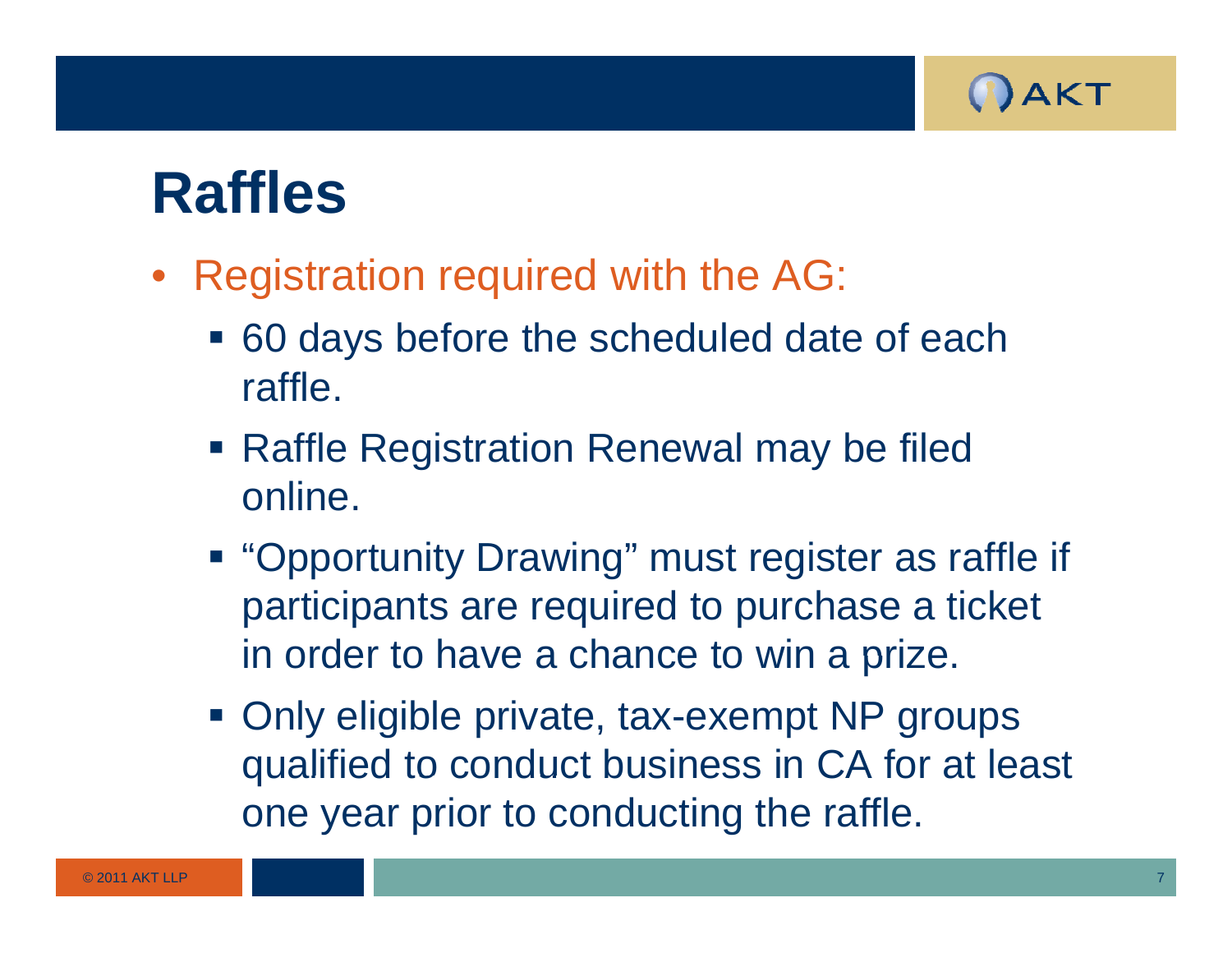# Raffles

- Registration required with the AG:
  - 60 days before the scheduled date of each raffle.
  - Raffle Registration Renewal may be filed online.
  - "Opportunity Drawing" must register as raffle if participants are required to purchase a ticket in order to have a chance to win a prize.
  - Only eligible private, tax-exempt NP groups qualified to conduct business in CA for at least one year prior to conducting the raffle.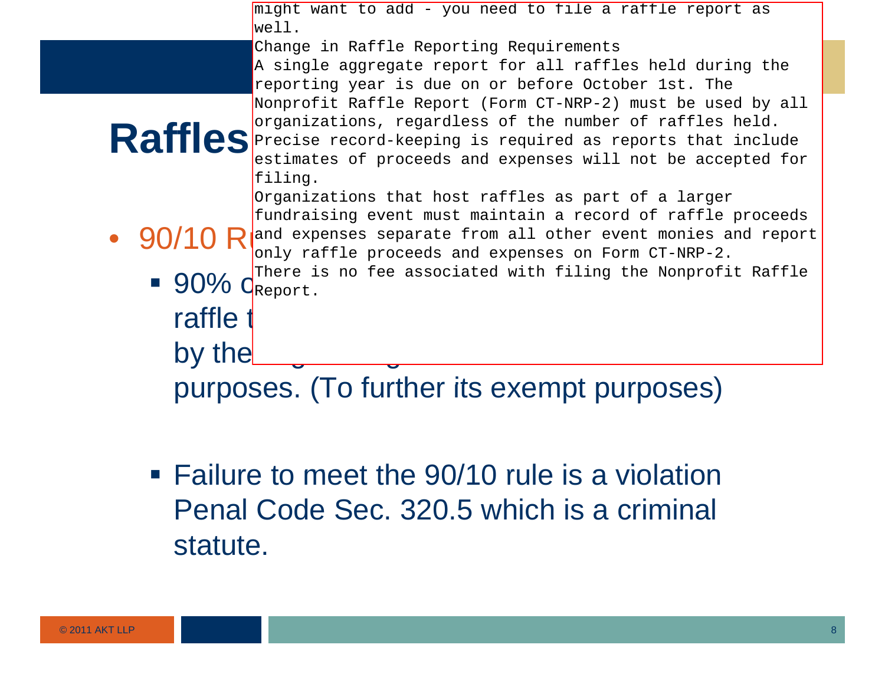# Raffles

- 90/10 R
  - 90% o raffle t by the purposes. (To further its exempt purposes)
  - Failure to meet the 90/10 rule is a violation Penal Code Sec. 320.5 which is a criminal statute.

might want to add - you need to file a raffle report as well.

Change in Raffle Reporting Requirements

A single aggregate report for all raffles held during the reporting year is due on or before October 1st. The Nonprofit Raffle Report (Form CT-NRP-2) must be used by all organizations, regardless of the number of raffles held. Precise record-keeping is required as reports that include estimates of proceeds and expenses will not be accepted for filing.

Organizations that host raffles as part of a larger fundraising event must maintain a record of raffle proceeds and expenses separate from all other event monies and report only raffle proceeds and expenses on Form CT-NRP-2.

There is no fee associated with filing the Nonprofit Raffle Report.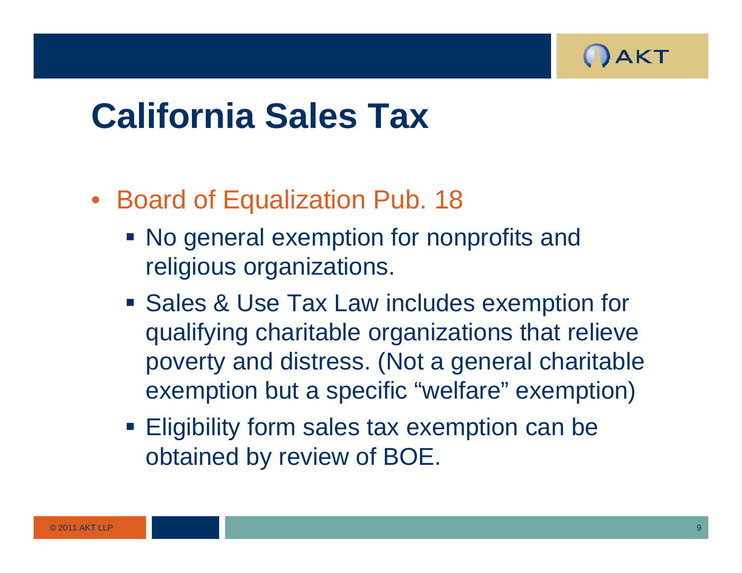# California Sales Tax

- Board of Equalization Pub. 18
  - No general exemption for nonprofits and religious organizations.
  - Sales & Use Tax Law includes exemption for qualifying charitable organizations that relieve poverty and distress. (Not a general charitable exemption but a specific "welfare" exemption)
  - Eligibility form sales tax exemption can be obtained by review of BOE.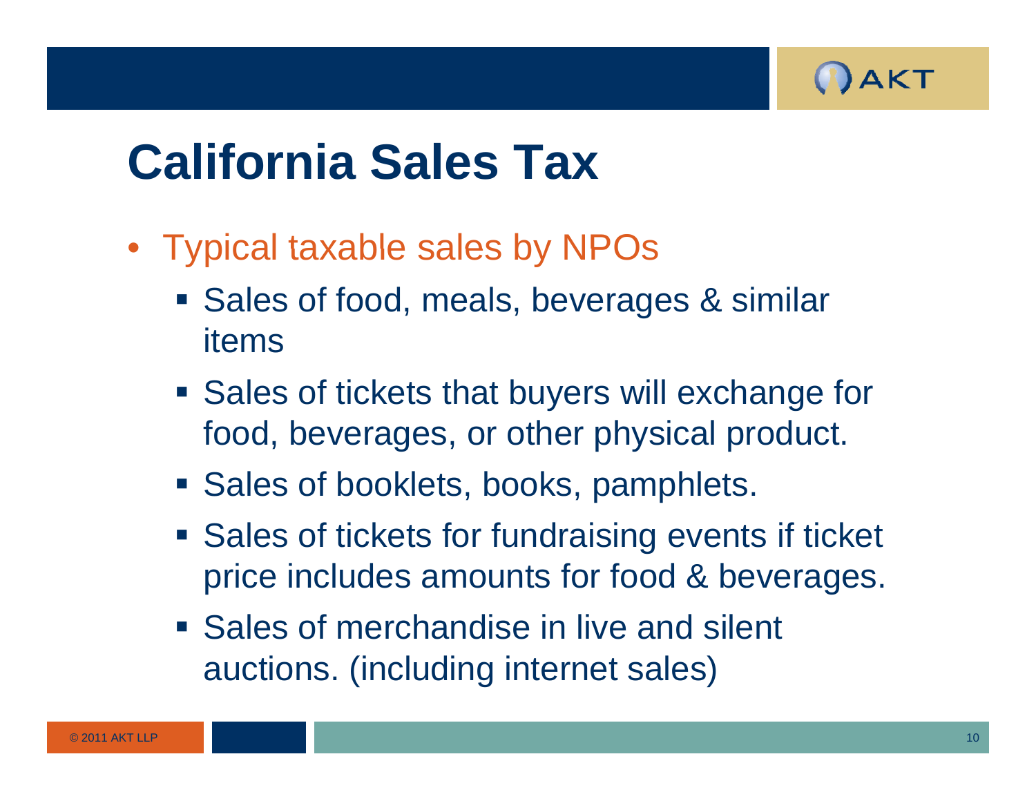# California Sales Tax

- Typical taxable sales by NPOs
  - Sales of food, meals, beverages & similar items
  - Sales of tickets that buyers will exchange for food, beverages, or other physical product.
  - Sales of booklets, books, pamphlets.
  - Sales of tickets for fundraising events if ticket price includes amounts for food & beverages.
  - Sales of merchandise in live and silent auctions. (including internet sales)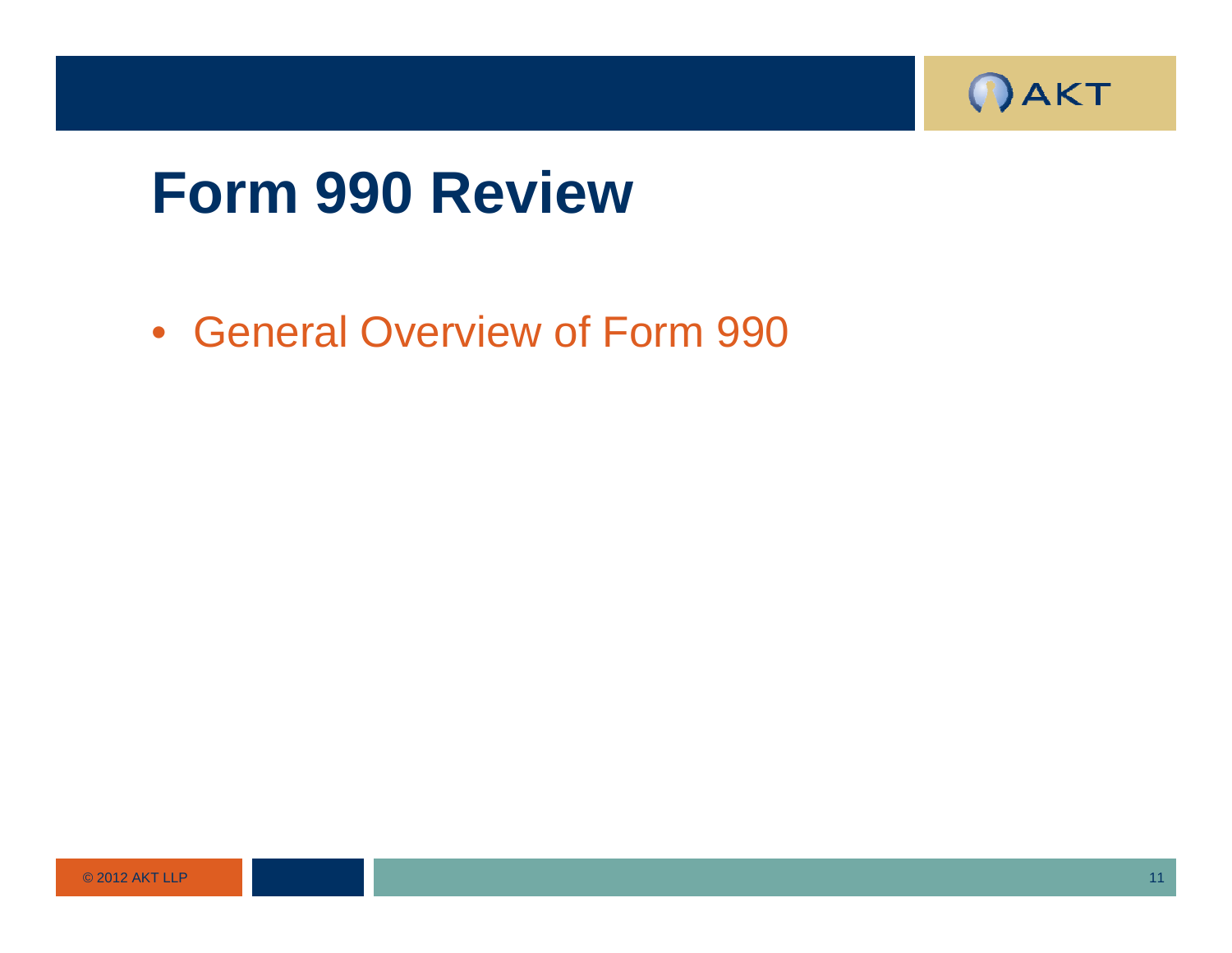# Form 990 Review

- General Overview of Form 990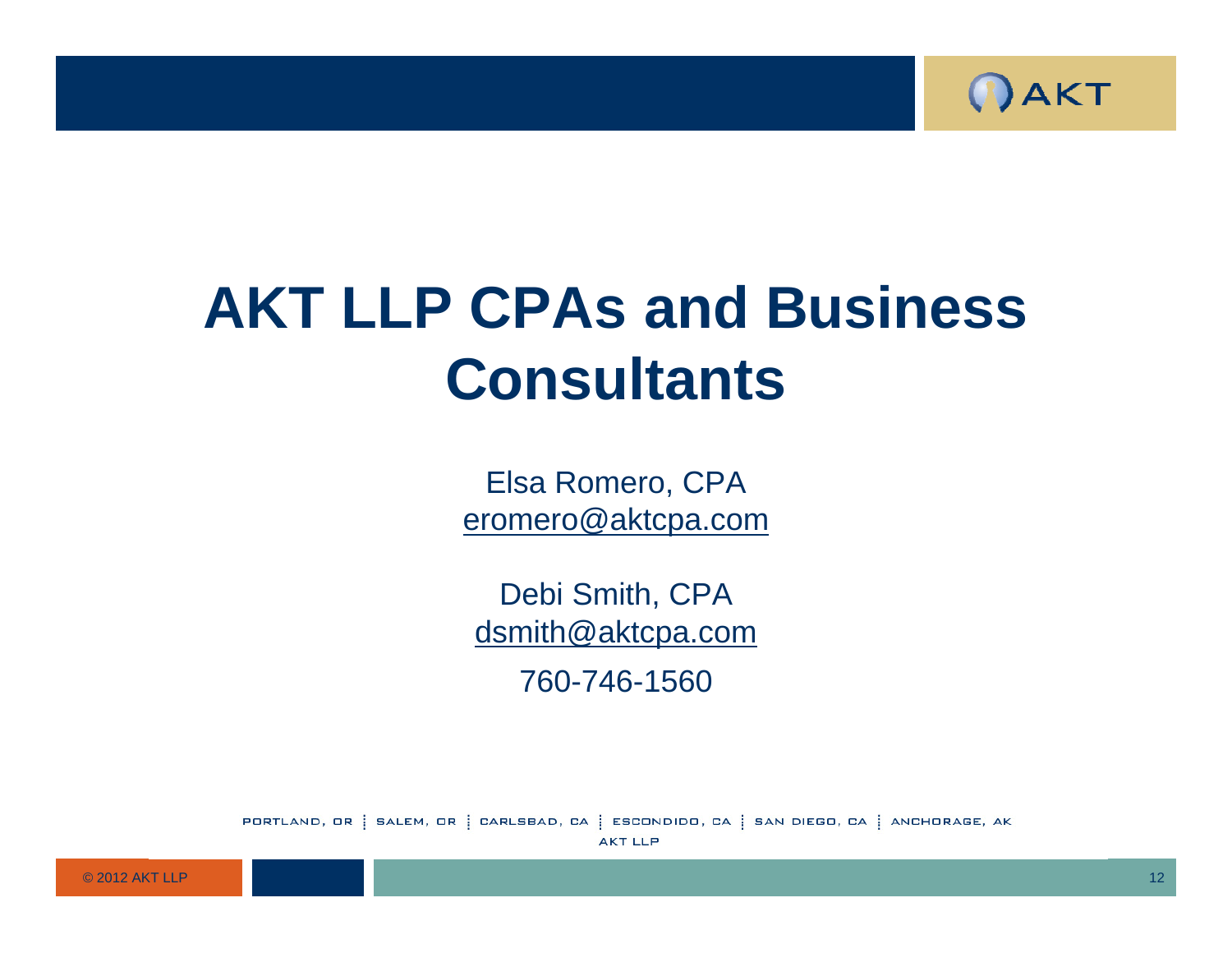# AKT LLP CPAs and Business Consultants

Elsa Romero, CPA
eromero@aktcpa.com

Debi Smith, CPA
dsmith@aktcpa.com

760-746-1560

PORTLAND, OR | SALEM, OR | CARLSBAD, CA | ESCONDIDO, CA | SAN DIEGO, CA | ANCHORAGE, AK
AKT LLP